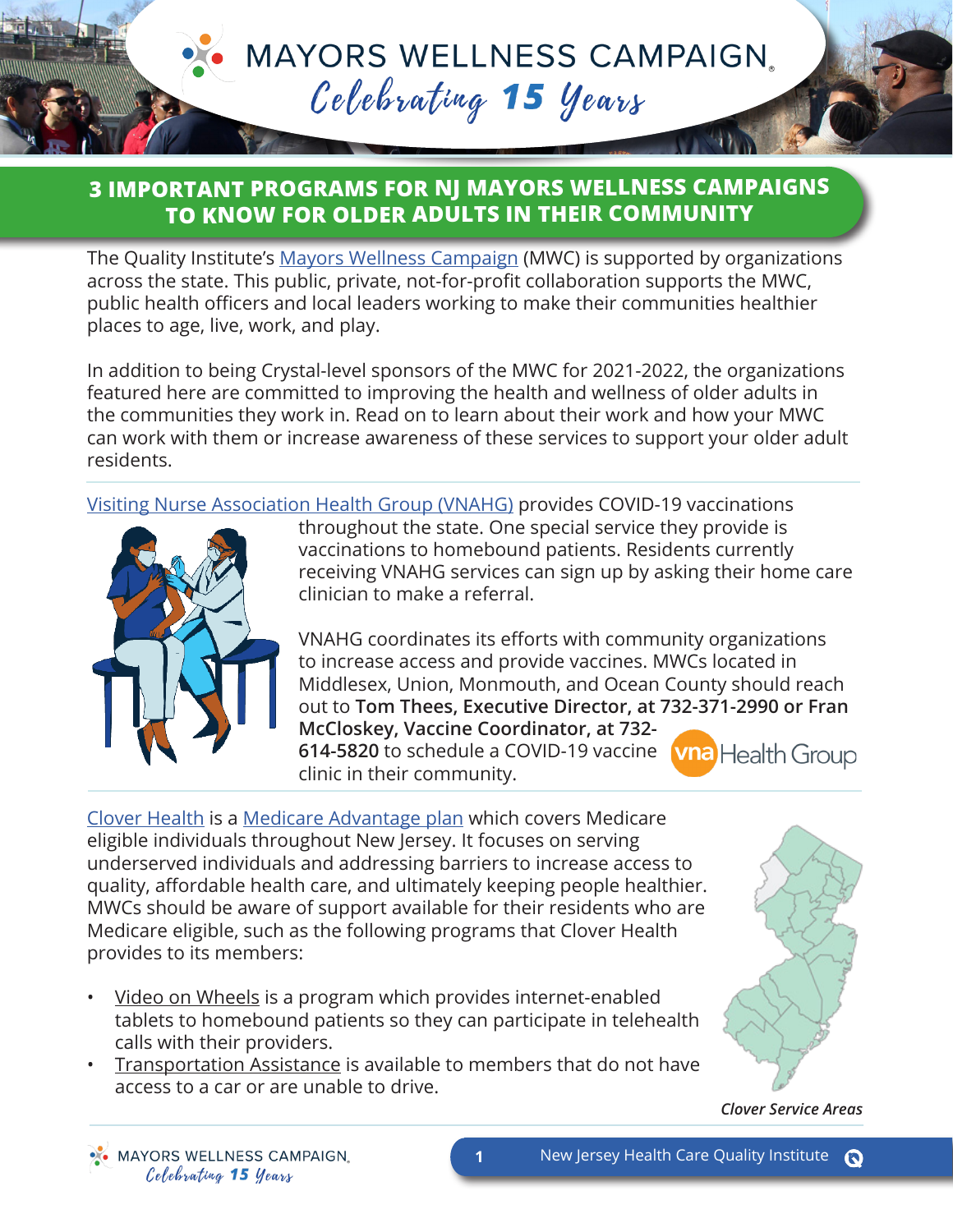# MAYORS WELLNESS CAMPAIGN

*Celebrating 15 Years*

## 3 IMPORTANT PROGRAMS FOR NJ MAYORS WELLNESS CAMPAIGNS TO KNOW FOR OLDER ADULTS IN THEIR COMMUNITY

The Quality Institute's Mayors Wellness Campaign (MWC) is supported by organizations across the state. This public, private, not-for-profit collaboration supports the MWC, public health officers and local leaders working to make their communities healthier places to age, live, work, and play.

In addition to being Crystal-level sponsors of the MWC for 2021-2022, the organizations featured here are committed to improving the health and wellness of older adults in the communities they work in. Read on to learn about their work and how your MWC can work with them or increase awareness of these services to support your older adult residents.

Visiting Nurse Association Health Group (VNAHG) provides COVID-19 vaccinations throughout the state. One special service they provide is vaccinations to homebound patients. Residents currently receiving VNAHG services can sign up by asking their home care clinician to make a referral.

VNAHG coordinates its efforts with community organizations to increase access and provide vaccines. MWCs located in Middlesex, Union, Monmouth, and Ocean County should reach out to **Tom Thees, Executive Director, at 732-371-2990 or Fran McCloskey, Vaccine Coordinator, at 732-614-5820** to schedule a COVID-19 vaccine clinic in their community.

Clover Health is a Medicare Advantage plan which covers Medicare eligible individuals throughout New Jersey. It focuses on serving underserved individuals and addressing barriers to increase access to quality, affordable health care, and ultimately keeping people healthier. MWCs should be aware of support available for their residents who are Medicare eligible, such as the following programs that Clover Health provides to its members:

- Video on Wheels is a program which provides internet-enabled tablets to homebound patients so they can participate in telehealth calls with their providers.
- Transportation Assistance is available to members that do not have access to a car or are unable to drive.

*Clover Service Areas*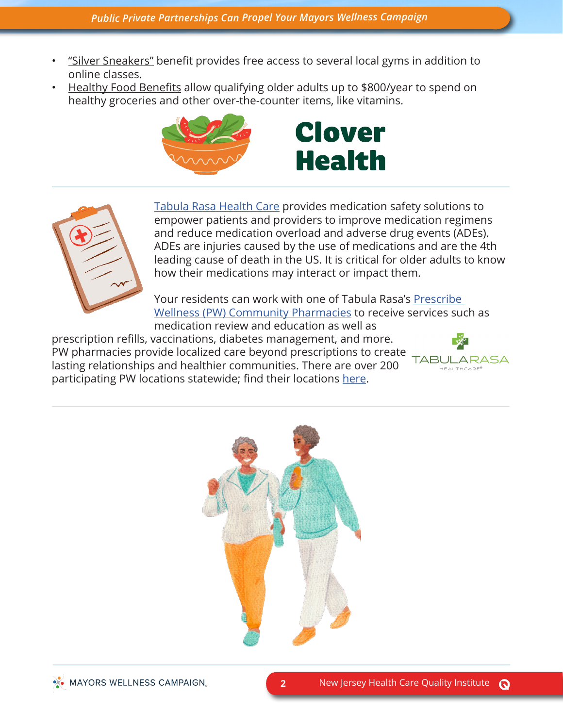- "Silver Sneakers" benefit provides free access to several local gyms in addition to online classes.
- Healthy Food Benefits allow qualifying older adults up to $800/year to spend on healthy groceries and other over-the-counter items, like vitamins.

**Clover Health**

Tabula Rasa Health Care provides medication safety solutions to empower patients and providers to improve medication regimens and reduce medication overload and adverse drug events (ADEs). ADEs are injuries caused by the use of medications and are the 4th leading cause of death in the US. It is critical for older adults to know how their medications may interact or impact them.

Your residents can work with one of Tabula Rasa's Prescribe Wellness (PW) Community Pharmacies to receive services such as medication review and education as well as prescription refills, vaccinations, diabetes management, and more. PW pharmacies provide localized care beyond prescriptions to create lasting relationships and healthier communities. There are over 200 participating PW locations statewide; find their locations here.

TABULARASA HEALTHCARE®